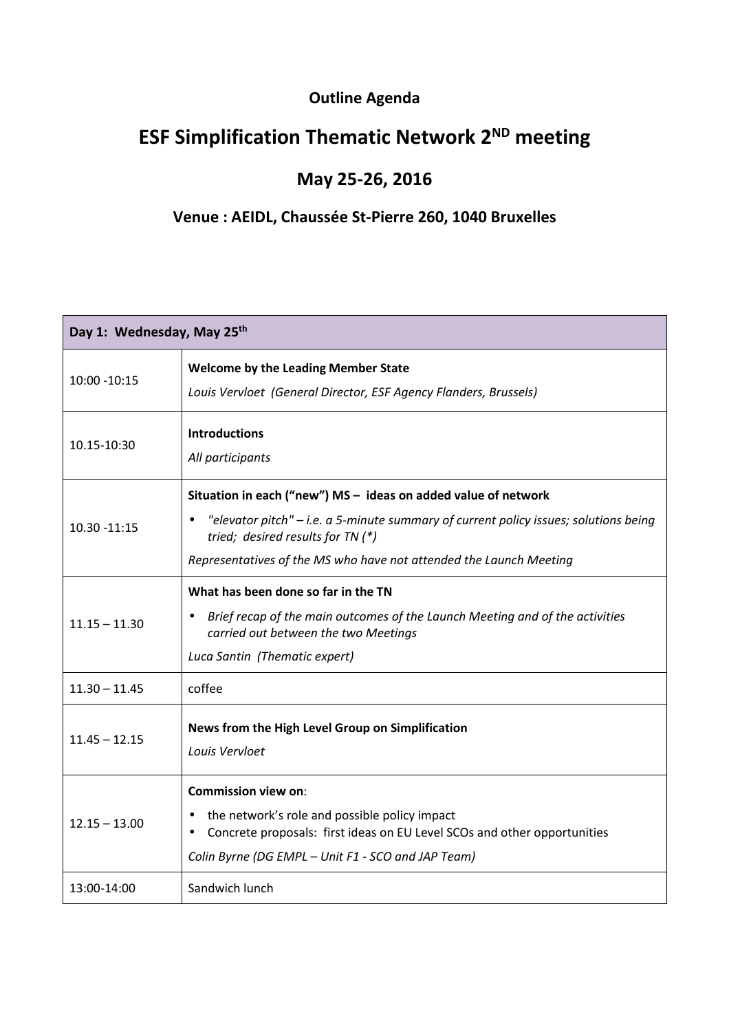**Outline Agenda**

# ESF Simplification Thematic Network 2[ND] meeting

## May 25-26, 2016

### Venue : AEIDL, Chaussée St-Pierre 260, 1040 Bruxelles

| Day 1: Wednesday, May 25th | |
|---|---|
| 10:00 -10:15 | **Welcome by the Leading Member State**<br>*Louis Vervloet (General Director, ESF Agency Flanders, Brussels)* |
| 10.15-10:30 | **Introductions**<br>*All participants* |
| 10.30 -11:15 | **Situation in each ("new") MS – ideas on added value of network**<br>• *"elevator pitch" – i.e. a 5-minute summary of current policy issues; solutions being tried; desired results for TN (*)*<br>*Representatives of the MS who have not attended the Launch Meeting* |
| 11.15 – 11.30 | **What has been done so far in the TN**<br>• *Brief recap of the main outcomes of the Launch Meeting and of the activities carried out between the two Meetings*<br>*Luca Santin (Thematic expert)* |
| 11.30 – 11.45 | coffee |
| 11.45 – 12.15 | **News from the High Level Group on Simplification**<br>*Louis Vervloet* |
| 12.15 – 13.00 | **Commission view on**:<br>• the network's role and possible policy impact<br>• Concrete proposals: first ideas on EU Level SCOs and other opportunities<br>*Colin Byrne (DG EMPL – Unit F1 - SCO and JAP Team)* |
| 13:00-14:00 | Sandwich lunch |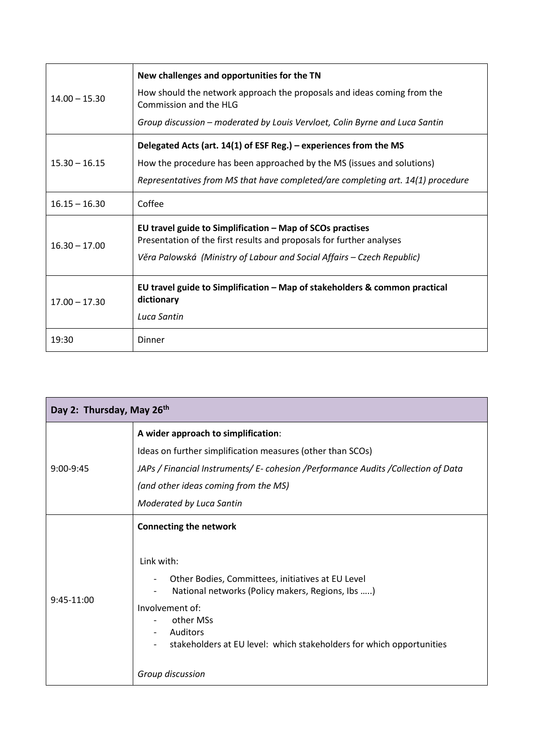| | |
|---|---|
| 14.00 – 15.30 | **New challenges and opportunities for the TN**<br>How should the network approach the proposals and ideas coming from the Commission and the HLG<br>*Group discussion – moderated by Louis Vervloet, Colin Byrne and Luca Santin* |
| 15.30 – 16.15 | **Delegated Acts (art. 14(1) of ESF Reg.) – experiences from the MS**<br>How the procedure has been approached by the MS (issues and solutions)<br>*Representatives from MS that have completed/are completing art. 14(1) procedure* |
| 16.15 – 16.30 | Coffee |
| 16.30 – 17.00 | **EU travel guide to Simplification – Map of SCOs practises**<br>Presentation of the first results and proposals for further analyses<br>*Věra Palowská (Ministry of Labour and Social Affairs – Czech Republic)* |
| 17.00 – 17.30 | **EU travel guide to Simplification – Map of stakeholders & common practical dictionary**<br>*Luca Santin* |
| 19:30 | Dinner |

| **Day 2: Thursday, May 26th** | |
|---|---|
| 9:00-9:45 | **A wider approach to simplification**:<br>Ideas on further simplification measures (other than SCOs)<br>*JAPs / Financial Instruments/ E- cohesion /Performance Audits /Collection of Data*<br>*(and other ideas coming from the MS)*<br>*Moderated by Luca Santin* |
| 9:45-11:00 | **Connecting the network**<br><br>Link with:<br>- Other Bodies, Committees, initiatives at EU Level<br>- National networks (Policy makers, Regions, Ibs …..)<br>Involvement of:<br>- other MSs<br>- Auditors<br>- stakeholders at EU level: which stakeholders for which opportunities<br><br>*Group discussion* |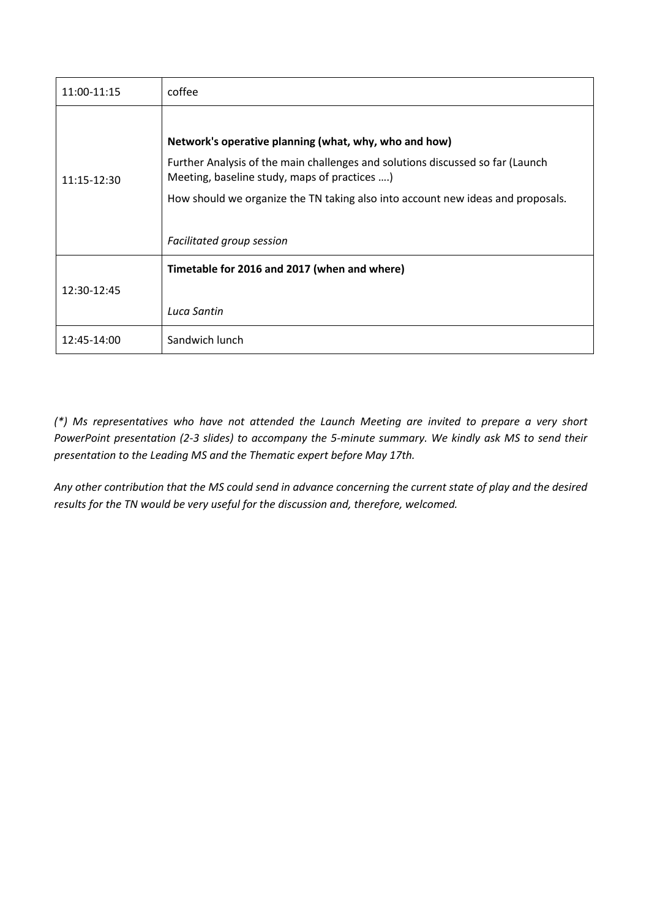| | |
|---|---|
| 11:00-11:15 | coffee |
| 11:15-12:30 | **Network's operative planning (what, why, who and how)**<br><br>Further Analysis of the main challenges and solutions discussed so far (Launch Meeting, baseline study, maps of practices ….)<br><br>How should we organize the TN taking also into account new ideas and proposals.<br><br>*Facilitated group session* |
| 12:30-12:45 | **Timetable for 2016 and 2017 (when and where)**<br><br>*Luca Santin* |
| 12:45-14:00 | Sandwich lunch |

*(\*) Ms representatives who have not attended the Launch Meeting are invited to prepare a very short PowerPoint presentation (2-3 slides) to accompany the 5-minute summary. We kindly ask MS to send their presentation to the Leading MS and the Thematic expert before May 17th.*

*Any other contribution that the MS could send in advance concerning the current state of play and the desired results for the TN would be very useful for the discussion and, therefore, welcomed.*